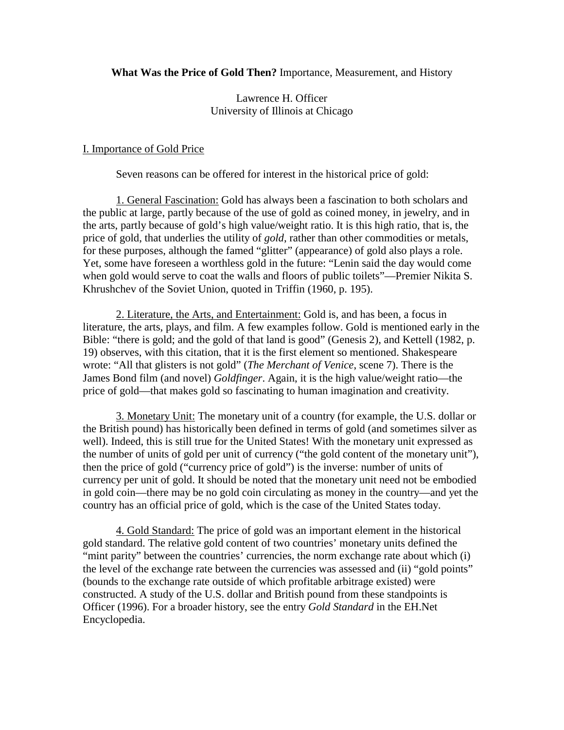**What Was the Price of Gold Then?** Importance, Measurement, and History

Lawrence H. Officer
University of Illinois at Chicago

## I. Importance of Gold Price

Seven reasons can be offered for interest in the historical price of gold:

1. General Fascination: Gold has always been a fascination to both scholars and the public at large, partly because of the use of gold as coined money, in jewelry, and in the arts, partly because of gold's high value/weight ratio. It is this high ratio, that is, the price of gold, that underlies the utility of *gold*, rather than other commodities or metals, for these purposes, although the famed "glitter" (appearance) of gold also plays a role. Yet, some have foreseen a worthless gold in the future: "Lenin said the day would come when gold would serve to coat the walls and floors of public toilets"—Premier Nikita S. Khrushchev of the Soviet Union, quoted in Triffin (1960, p. 195).

2. Literature, the Arts, and Entertainment: Gold is, and has been, a focus in literature, the arts, plays, and film. A few examples follow. Gold is mentioned early in the Bible: "there is gold; and the gold of that land is good" (Genesis 2), and Kettell (1982, p. 19) observes, with this citation, that it is the first element so mentioned. Shakespeare wrote: "All that glisters is not gold" (*The Merchant of Venice*, scene 7). There is the James Bond film (and novel) *Goldfinger*. Again, it is the high value/weight ratio—the price of gold—that makes gold so fascinating to human imagination and creativity.

3. Monetary Unit: The monetary unit of a country (for example, the U.S. dollar or the British pound) has historically been defined in terms of gold (and sometimes silver as well). Indeed, this is still true for the United States! With the monetary unit expressed as the number of units of gold per unit of currency ("the gold content of the monetary unit"), then the price of gold ("currency price of gold") is the inverse: number of units of currency per unit of gold. It should be noted that the monetary unit need not be embodied in gold coin—there may be no gold coin circulating as money in the country—and yet the country has an official price of gold, which is the case of the United States today.

4. Gold Standard: The price of gold was an important element in the historical gold standard. The relative gold content of two countries' monetary units defined the "mint parity" between the countries' currencies, the norm exchange rate about which (i) the level of the exchange rate between the currencies was assessed and (ii) "gold points" (bounds to the exchange rate outside of which profitable arbitrage existed) were constructed. A study of the U.S. dollar and British pound from these standpoints is Officer (1996). For a broader history, see the entry *Gold Standard* in the EH.Net Encyclopedia.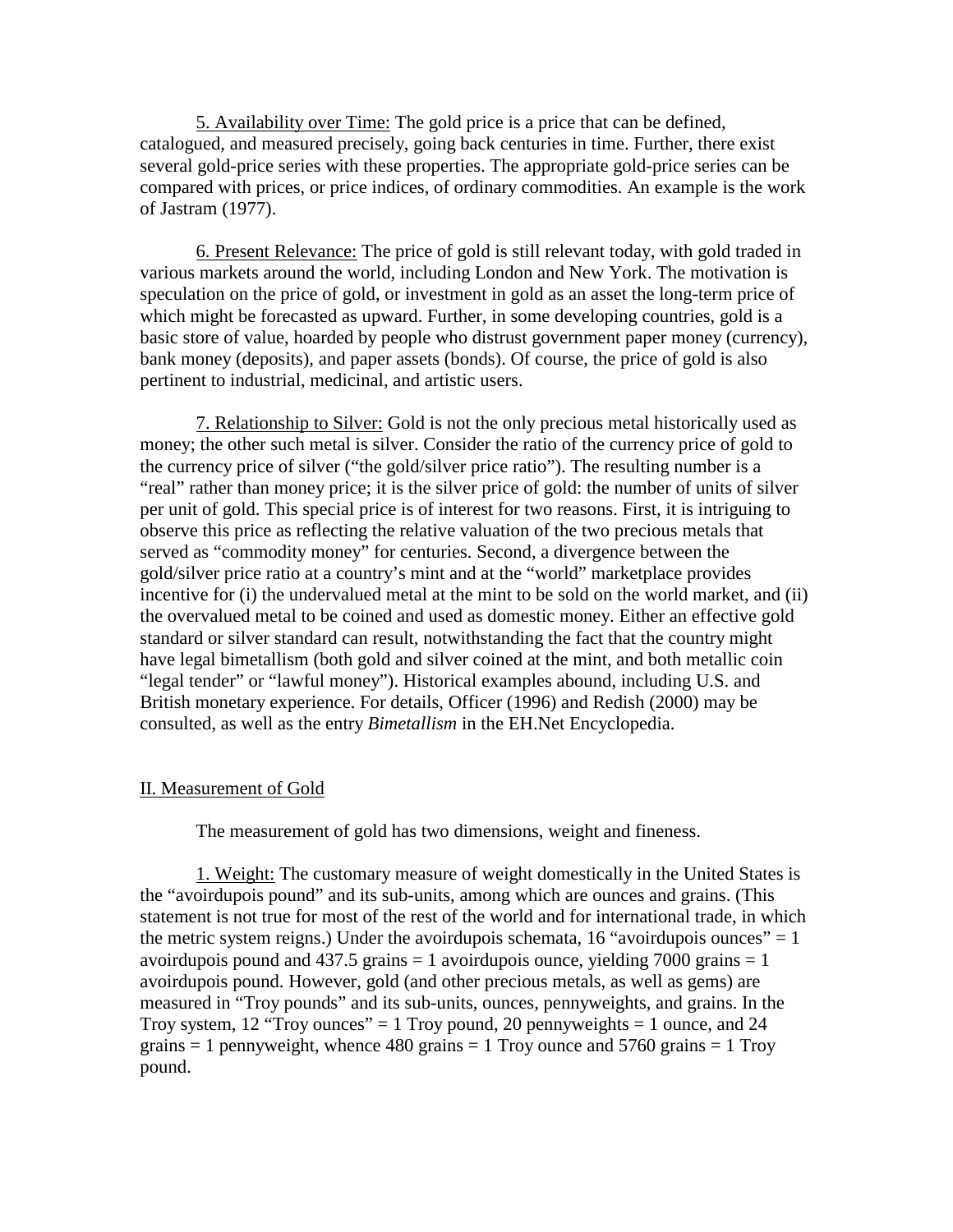<u>5. Availability over Time:</u> The gold price is a price that can be defined, catalogued, and measured precisely, going back centuries in time. Further, there exist several gold-price series with these properties. The appropriate gold-price series can be compared with prices, or price indices, of ordinary commodities. An example is the work of Jastram (1977).

<u>6. Present Relevance:</u> The price of gold is still relevant today, with gold traded in various markets around the world, including London and New York. The motivation is speculation on the price of gold, or investment in gold as an asset the long-term price of which might be forecasted as upward. Further, in some developing countries, gold is a basic store of value, hoarded by people who distrust government paper money (currency), bank money (deposits), and paper assets (bonds). Of course, the price of gold is also pertinent to industrial, medicinal, and artistic users.

<u>7. Relationship to Silver:</u> Gold is not the only precious metal historically used as money; the other such metal is silver. Consider the ratio of the currency price of gold to the currency price of silver ("the gold/silver price ratio"). The resulting number is a "real" rather than money price; it is the silver price of gold: the number of units of silver per unit of gold. This special price is of interest for two reasons. First, it is intriguing to observe this price as reflecting the relative valuation of the two precious metals that served as "commodity money" for centuries. Second, a divergence between the gold/silver price ratio at a country's mint and at the "world" marketplace provides incentive for (i) the undervalued metal at the mint to be sold on the world market, and (ii) the overvalued metal to be coined and used as domestic money. Either an effective gold standard or silver standard can result, notwithstanding the fact that the country might have legal bimetallism (both gold and silver coined at the mint, and both metallic coin "legal tender" or "lawful money"). Historical examples abound, including U.S. and British monetary experience. For details, Officer (1996) and Redish (2000) may be consulted, as well as the entry *Bimetallism* in the EH.Net Encyclopedia.

## <u>II. Measurement of Gold</u>

The measurement of gold has two dimensions, weight and fineness.

<u>1. Weight:</u> The customary measure of weight domestically in the United States is the "avoirdupois pound" and its sub-units, among which are ounces and grains. (This statement is not true for most of the rest of the world and for international trade, in which the metric system reigns.) Under the avoirdupois schemata, 16 "avoirdupois ounces" = 1 avoirdupois pound and 437.5 grains = 1 avoirdupois ounce, yielding 7000 grains = 1 avoirdupois pound. However, gold (and other precious metals, as well as gems) are measured in "Troy pounds" and its sub-units, ounces, pennyweights, and grains. In the Troy system, 12 "Troy ounces" = 1 Troy pound, 20 pennyweights = 1 ounce, and 24 grains = 1 pennyweight, whence 480 grains = 1 Troy ounce and 5760 grains = 1 Troy pound.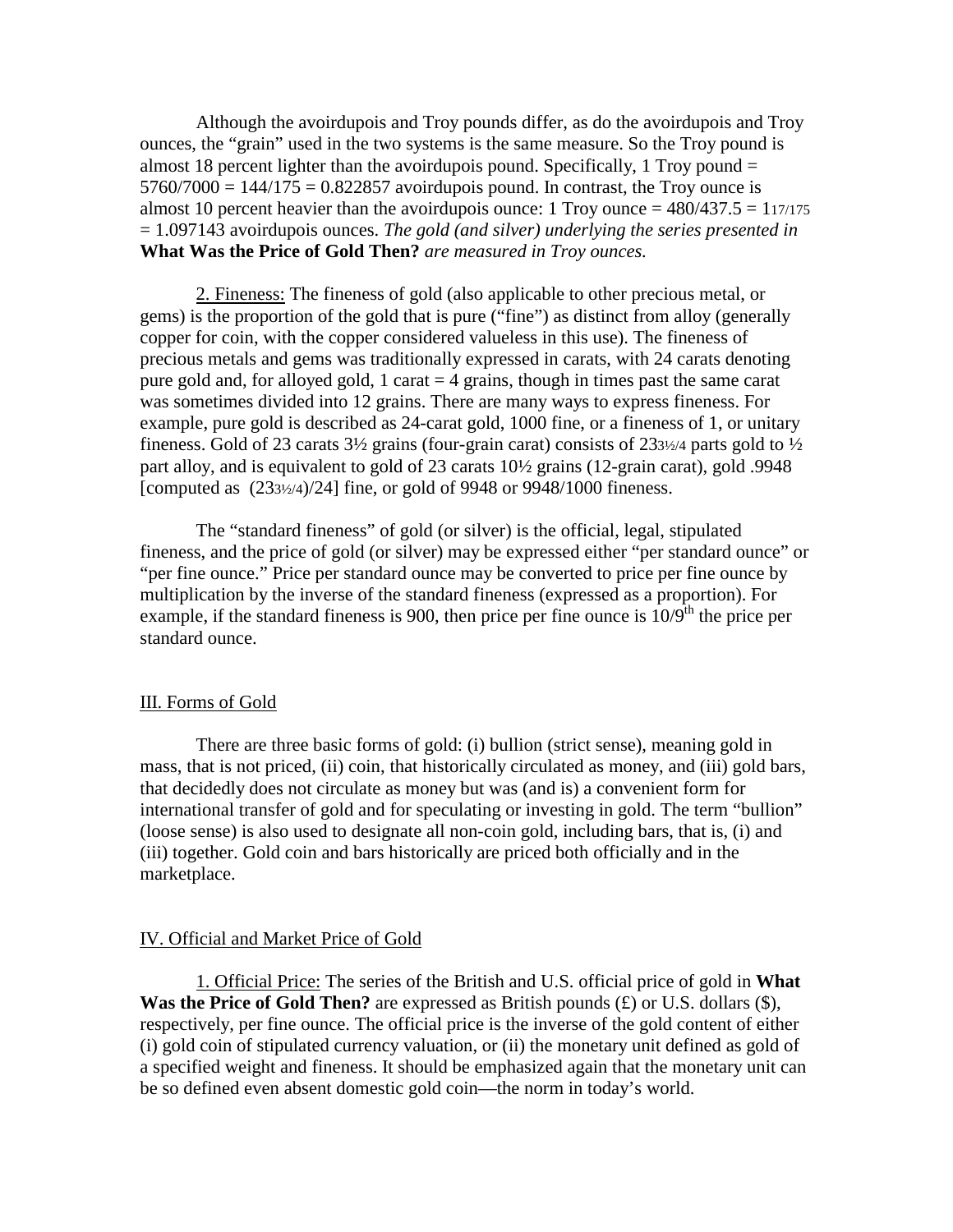Although the avoirdupois and Troy pounds differ, as do the avoirdupois and Troy ounces, the "grain" used in the two systems is the same measure. So the Troy pound is almost 18 percent lighter than the avoirdupois pound. Specifically, 1 Troy pound = $5760/7000 = 144/175 = 0.822857$ avoirdupois pound. In contrast, the Troy ounce is almost 10 percent heavier than the avoirdupois ounce: 1 Troy ounce = $480/437.5 = 1\frac{17}{175} = 1.097143$ avoirdupois ounces. *The gold (and silver) underlying the series presented in* **What Was the Price of Gold Then?** *are measured in Troy ounces.*

2. Fineness: The fineness of gold (also applicable to other precious metal, or gems) is the proportion of the gold that is pure ("fine") as distinct from alloy (generally copper for coin, with the copper considered valueless in this use). The fineness of precious metals and gems was traditionally expressed in carats, with 24 carats denoting pure gold and, for alloyed gold, 1 carat = 4 grains, though in times past the same carat was sometimes divided into 12 grains. There are many ways to express fineness. For example, pure gold is described as 24-carat gold, 1000 fine, or a fineness of 1, or unitary fineness. Gold of 23 carats 3½ grains (four-grain carat) consists of $23\frac{3½}{4}$ parts gold to ½ part alloy, and is equivalent to gold of 23 carats 10½ grains (12-grain carat), gold .9948 [computed as $(23\frac{3½}{4})/24$] fine, or gold of 9948 or 9948/1000 fineness.

The "standard fineness" of gold (or silver) is the official, legal, stipulated fineness, and the price of gold (or silver) may be expressed either "per standard ounce" or "per fine ounce." Price per standard ounce may be converted to price per fine ounce by multiplication by the inverse of the standard fineness (expressed as a proportion). For example, if the standard fineness is 900, then price per fine ounce is $10/9^{th}$ the price per standard ounce.

## III. Forms of Gold

There are three basic forms of gold: (i) bullion (strict sense), meaning gold in mass, that is not priced, (ii) coin, that historically circulated as money, and (iii) gold bars, that decidedly does not circulate as money but was (and is) a convenient form for international transfer of gold and for speculating or investing in gold. The term "bullion" (loose sense) is also used to designate all non-coin gold, including bars, that is, (i) and (iii) together. Gold coin and bars historically are priced both officially and in the marketplace.

## IV. Official and Market Price of Gold

1. Official Price: The series of the British and U.S. official price of gold in **What Was the Price of Gold Then?** are expressed as British pounds (£) or U.S. dollars ($), respectively, per fine ounce. The official price is the inverse of the gold content of either (i) gold coin of stipulated currency valuation, or (ii) the monetary unit defined as gold of a specified weight and fineness. It should be emphasized again that the monetary unit can be so defined even absent domestic gold coin—the norm in today's world.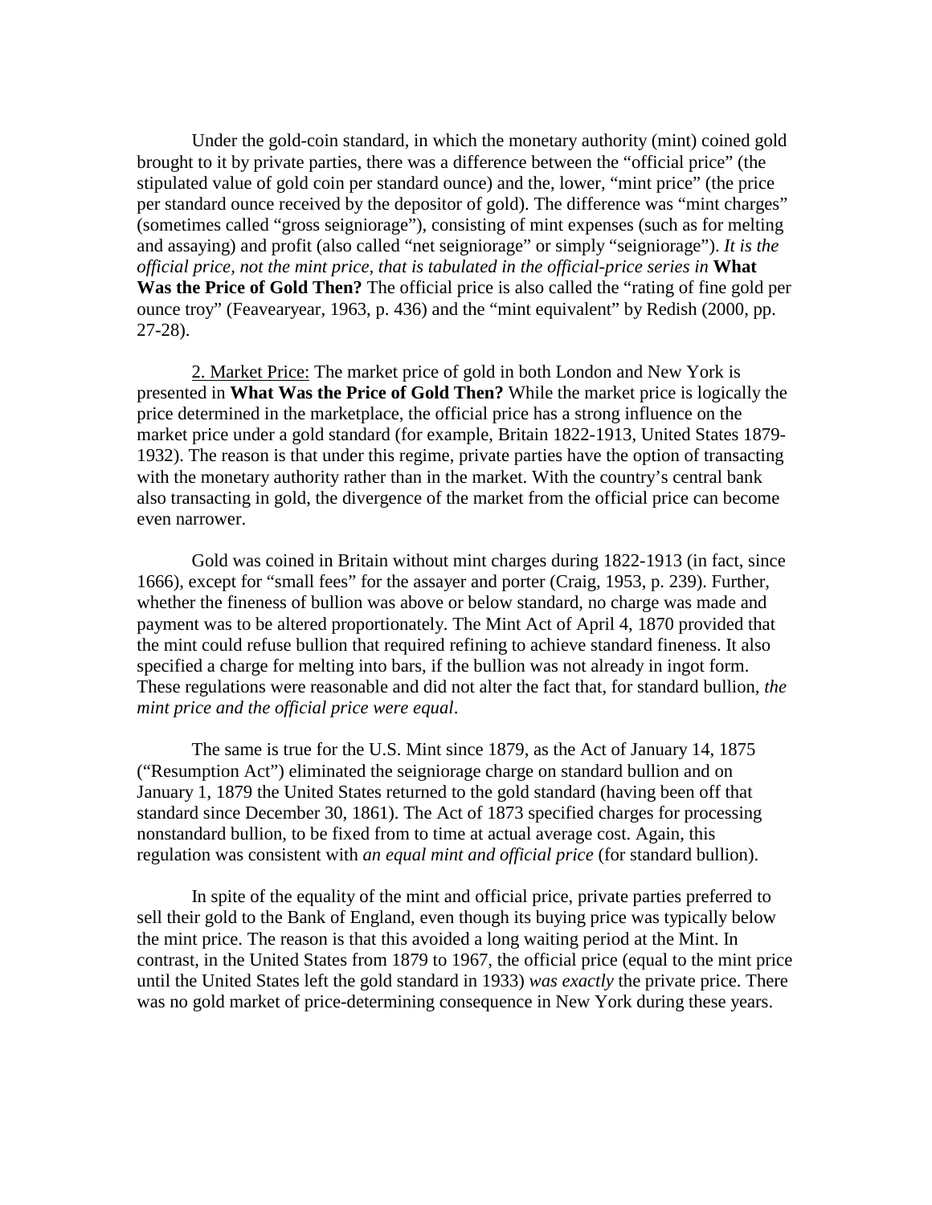Under the gold-coin standard, in which the monetary authority (mint) coined gold brought to it by private parties, there was a difference between the "official price" (the stipulated value of gold coin per standard ounce) and the, lower, "mint price" (the price per standard ounce received by the depositor of gold). The difference was "mint charges" (sometimes called "gross seigniorage"), consisting of mint expenses (such as for melting and assaying) and profit (also called "net seigniorage" or simply "seigniorage"). *It is the official price, not the mint price, that is tabulated in the official-price series in* **What Was the Price of Gold Then?** The official price is also called the "rating of fine gold per ounce troy" (Feavearyear, 1963, p. 436) and the "mint equivalent" by Redish (2000, pp. 27-28).

<u>2. Market Price:</u> The market price of gold in both London and New York is presented in **What Was the Price of Gold Then?** While the market price is logically the price determined in the marketplace, the official price has a strong influence on the market price under a gold standard (for example, Britain 1822-1913, United States 1879-1932). The reason is that under this regime, private parties have the option of transacting with the monetary authority rather than in the market. With the country's central bank also transacting in gold, the divergence of the market from the official price can become even narrower.

Gold was coined in Britain without mint charges during 1822-1913 (in fact, since 1666), except for "small fees" for the assayer and porter (Craig, 1953, p. 239). Further, whether the fineness of bullion was above or below standard, no charge was made and payment was to be altered proportionately. The Mint Act of April 4, 1870 provided that the mint could refuse bullion that required refining to achieve standard fineness. It also specified a charge for melting into bars, if the bullion was not already in ingot form. These regulations were reasonable and did not alter the fact that, for standard bullion, *the mint price and the official price were equal*.

The same is true for the U.S. Mint since 1879, as the Act of January 14, 1875 ("Resumption Act") eliminated the seigniorage charge on standard bullion and on January 1, 1879 the United States returned to the gold standard (having been off that standard since December 30, 1861). The Act of 1873 specified charges for processing nonstandard bullion, to be fixed from to time at actual average cost. Again, this regulation was consistent with *an equal mint and official price* (for standard bullion).

In spite of the equality of the mint and official price, private parties preferred to sell their gold to the Bank of England, even though its buying price was typically below the mint price. The reason is that this avoided a long waiting period at the Mint. In contrast, in the United States from 1879 to 1967, the official price (equal to the mint price until the United States left the gold standard in 1933) *was exactly* the private price. There was no gold market of price-determining consequence in New York during these years.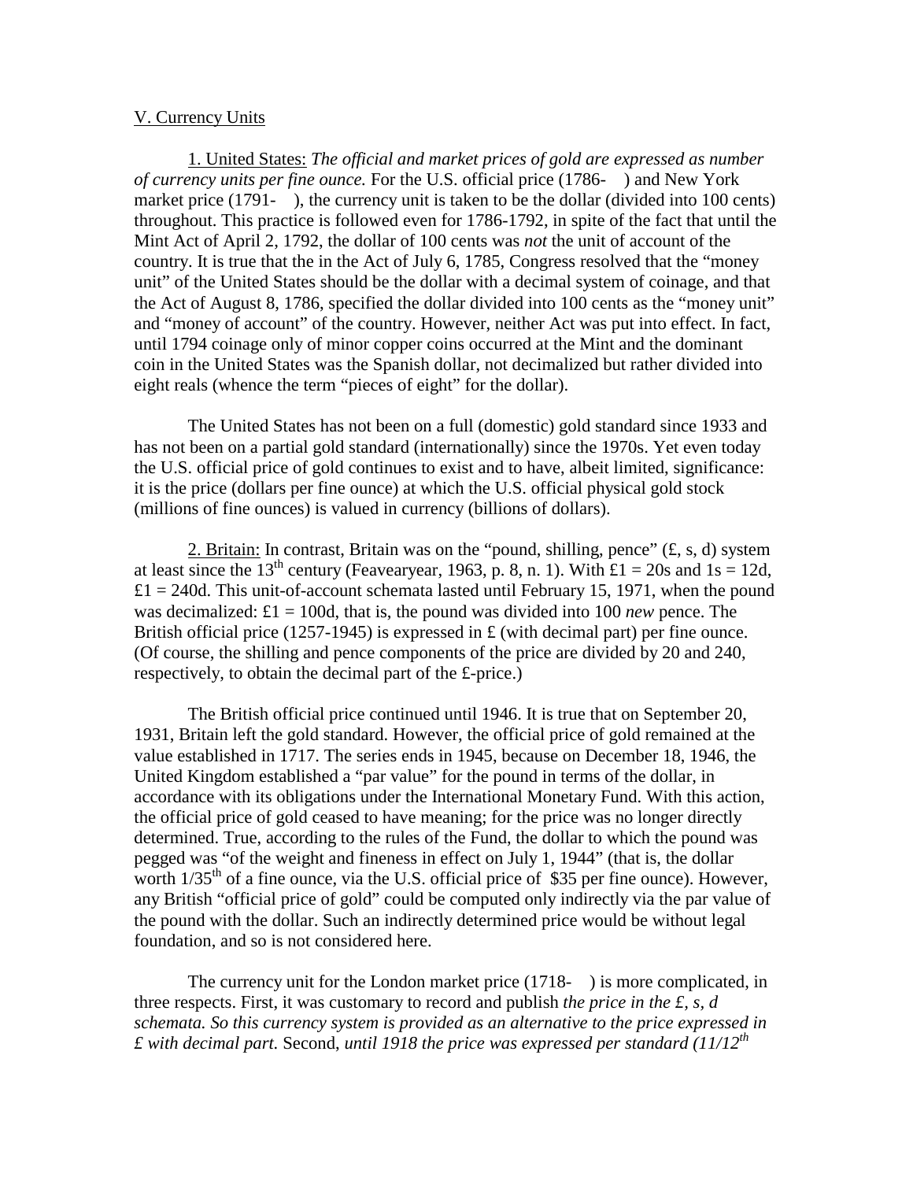V. Currency Units

1. United States: *The official and market prices of gold are expressed as number of currency units per fine ounce.* For the U.S. official price (1786-   ) and New York market price (1791-   ), the currency unit is taken to be the dollar (divided into 100 cents) throughout. This practice is followed even for 1786-1792, in spite of the fact that until the Mint Act of April 2, 1792, the dollar of 100 cents was *not* the unit of account of the country. It is true that the in the Act of July 6, 1785, Congress resolved that the "money unit" of the United States should be the dollar with a decimal system of coinage, and that the Act of August 8, 1786, specified the dollar divided into 100 cents as the "money unit" and "money of account" of the country. However, neither Act was put into effect. In fact, until 1794 coinage only of minor copper coins occurred at the Mint and the dominant coin in the United States was the Spanish dollar, not decimalized but rather divided into eight reals (whence the term "pieces of eight" for the dollar).

The United States has not been on a full (domestic) gold standard since 1933 and has not been on a partial gold standard (internationally) since the 1970s. Yet even today the U.S. official price of gold continues to exist and to have, albeit limited, significance: it is the price (dollars per fine ounce) at which the U.S. official physical gold stock (millions of fine ounces) is valued in currency (billions of dollars).

2. Britain: In contrast, Britain was on the "pound, shilling, pence" (£, s, d) system at least since the 13th century (Feavearyear, 1963, p. 8, n. 1). With £1 = 20s and 1s = 12d, £1 = 240d. This unit-of-account schemata lasted until February 15, 1971, when the pound was decimalized: £1 = 100d, that is, the pound was divided into 100 *new* pence. The British official price (1257-1945) is expressed in £ (with decimal part) per fine ounce. (Of course, the shilling and pence components of the price are divided by 20 and 240, respectively, to obtain the decimal part of the £-price.)

The British official price continued until 1946. It is true that on September 20, 1931, Britain left the gold standard. However, the official price of gold remained at the value established in 1717. The series ends in 1945, because on December 18, 1946, the United Kingdom established a "par value" for the pound in terms of the dollar, in accordance with its obligations under the International Monetary Fund. With this action, the official price of gold ceased to have meaning; for the price was no longer directly determined. True, according to the rules of the Fund, the dollar to which the pound was pegged was "of the weight and fineness in effect on July 1, 1944" (that is, the dollar worth 1/35th of a fine ounce, via the U.S. official price of $35 per fine ounce). However, any British "official price of gold" could be computed only indirectly via the par value of the pound with the dollar. Such an indirectly determined price would be without legal foundation, and so is not considered here.

The currency unit for the London market price (1718-   ) is more complicated, in three respects. First, it was customary to record and publish *the price in the £, s, d schemata. So this currency system is provided as an alternative to the price expressed in £ with decimal part.* Second, *until 1918 the price was expressed per standard (11/12th*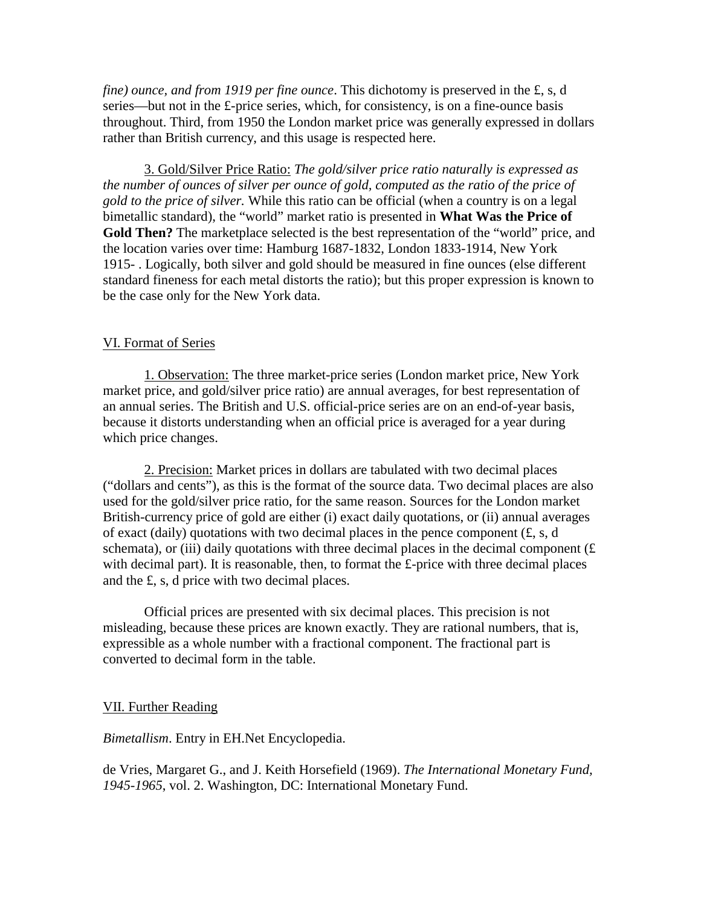*fine) ounce, and from 1919 per fine ounce*. This dichotomy is preserved in the £, s, d series—but not in the £-price series, which, for consistency, is on a fine-ounce basis throughout. Third, from 1950 the London market price was generally expressed in dollars rather than British currency, and this usage is respected here.

3. Gold/Silver Price Ratio: *The gold/silver price ratio naturally is expressed as the number of ounces of silver per ounce of gold, computed as the ratio of the price of gold to the price of silver.* While this ratio can be official (when a country is on a legal bimetallic standard), the "world" market ratio is presented in **What Was the Price of Gold Then?** The marketplace selected is the best representation of the "world" price, and the location varies over time: Hamburg 1687-1832, London 1833-1914, New York 1915- . Logically, both silver and gold should be measured in fine ounces (else different standard fineness for each metal distorts the ratio); but this proper expression is known to be the case only for the New York data.

## VI. Format of Series

1. Observation: The three market-price series (London market price, New York market price, and gold/silver price ratio) are annual averages, for best representation of an annual series. The British and U.S. official-price series are on an end-of-year basis, because it distorts understanding when an official price is averaged for a year during which price changes.

2. Precision: Market prices in dollars are tabulated with two decimal places ("dollars and cents"), as this is the format of the source data. Two decimal places are also used for the gold/silver price ratio, for the same reason. Sources for the London market British-currency price of gold are either (i) exact daily quotations, or (ii) annual averages of exact (daily) quotations with two decimal places in the pence component (£, s, d schemata), or (iii) daily quotations with three decimal places in the decimal component (£ with decimal part). It is reasonable, then, to format the £-price with three decimal places and the £, s, d price with two decimal places.

Official prices are presented with six decimal places. This precision is not misleading, because these prices are known exactly. They are rational numbers, that is, expressible as a whole number with a fractional component. The fractional part is converted to decimal form in the table.

## VII. Further Reading

*Bimetallism*. Entry in EH.Net Encyclopedia.

de Vries, Margaret G., and J. Keith Horsefield (1969). *The International Monetary Fund, 1945-1965*, vol. 2. Washington, DC: International Monetary Fund.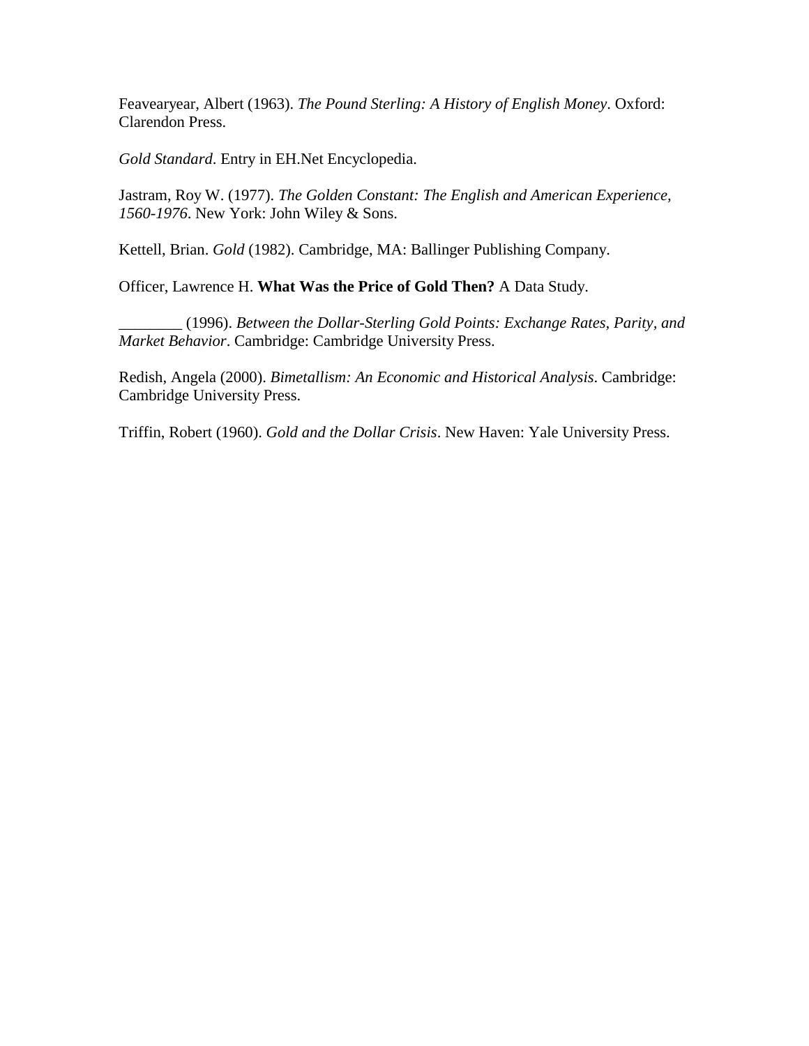Feavearyear, Albert (1963). *The Pound Sterling: A History of English Money*. Oxford: Clarendon Press.

*Gold Standard*. Entry in EH.Net Encyclopedia.

Jastram, Roy W. (1977). *The Golden Constant: The English and American Experience, 1560-1976*. New York: John Wiley & Sons.

Kettell, Brian. *Gold* (1982). Cambridge, MA: Ballinger Publishing Company.

Officer, Lawrence H. **What Was the Price of Gold Then?** A Data Study.

________ (1996). *Between the Dollar-Sterling Gold Points: Exchange Rates, Parity, and Market Behavior*. Cambridge: Cambridge University Press.

Redish, Angela (2000). *Bimetallism: An Economic and Historical Analysis*. Cambridge: Cambridge University Press.

Triffin, Robert (1960). *Gold and the Dollar Crisis*. New Haven: Yale University Press.